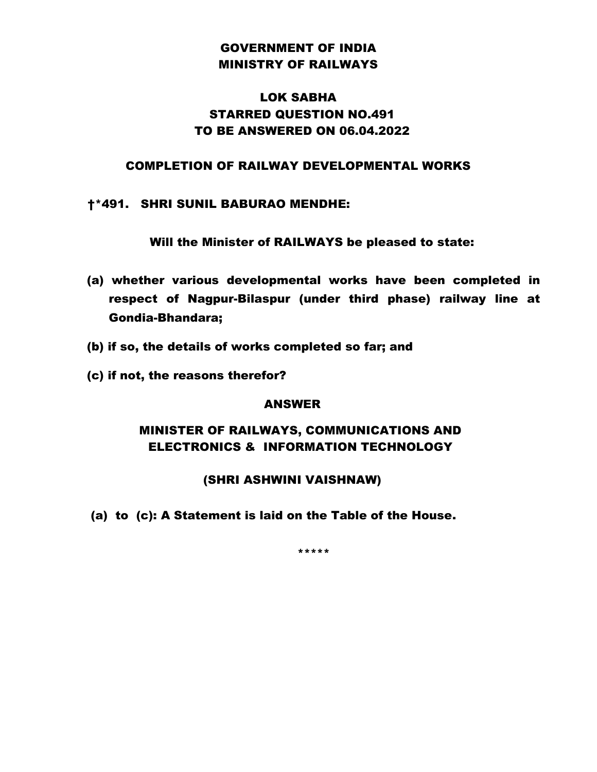# GOVERNMENT OF INDIA
# MINISTRY OF RAILWAYS

## LOK SABHA
## STARRED QUESTION NO.491
## TO BE ANSWERED ON 06.04.2022

### COMPLETION OF RAILWAY DEVELOPMENTAL WORKS

**†*491. SHRI SUNIL BABURAO MENDHE:**

**Will the Minister of RAILWAYS be pleased to state:**

**(a) whether various developmental works have been completed in respect of Nagpur-Bilaspur (under third phase) railway line at Gondia-Bhandara;**

**(b) if so, the details of works completed so far; and**

**(c) if not, the reasons therefor?**

### ANSWER

### MINISTER OF RAILWAYS, COMMUNICATIONS AND ELECTRONICS & INFORMATION TECHNOLOGY

### (SHRI ASHWINI VAISHNAW)

**(a) to (c): A Statement is laid on the Table of the House.**

*****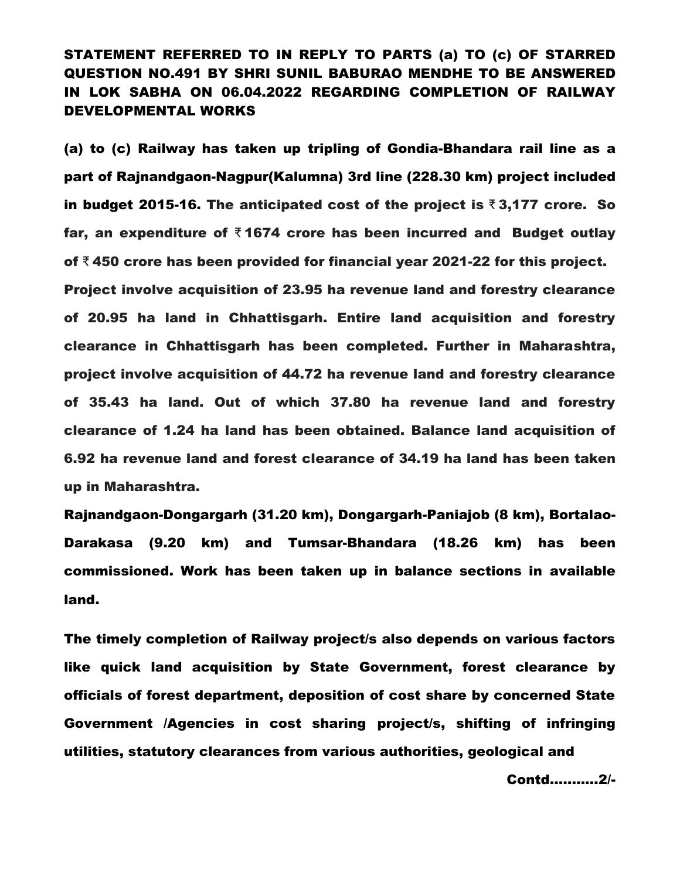## STATEMENT REFERRED TO IN REPLY TO PARTS (a) TO (c) OF STARRED QUESTION NO.491 BY SHRI SUNIL BABURAO MENDHE TO BE ANSWERED IN LOK SABHA ON 06.04.2022 REGARDING COMPLETION OF RAILWAY DEVELOPMENTAL WORKS

**(a) to (c) Railway has taken up tripling of Gondia-Bhandara rail line as a part of Rajnandgaon-Nagpur(Kalumna) 3rd line (228.30 km) project included in budget 2015-16. The anticipated cost of the project is ₹3,177 crore. So far, an expenditure of ₹1674 crore has been incurred and Budget outlay of ₹450 crore has been provided for financial year 2021-22 for this project.**

**Project involve acquisition of 23.95 ha revenue land and forestry clearance of 20.95 ha land in Chhattisgarh. Entire land acquisition and forestry clearance in Chhattisgarh has been completed. Further in Maharashtra, project involve acquisition of 44.72 ha revenue land and forestry clearance of 35.43 ha land. Out of which 37.80 ha revenue land and forestry clearance of 1.24 ha land has been obtained. Balance land acquisition of 6.92 ha revenue land and forest clearance of 34.19 ha land has been taken up in Maharashtra.**

**Rajnandgaon-Dongargarh (31.20 km), Dongargarh-Paniajob (8 km), Bortalao-Darakasa (9.20 km) and Tumsar-Bhandara (18.26 km) has been commissioned. Work has been taken up in balance sections in available land.**

**The timely completion of Railway project/s also depends on various factors like quick land acquisition by State Government, forest clearance by officials of forest department, deposition of cost share by concerned State Government /Agencies in cost sharing project/s, shifting of infringing utilities, statutory clearances from various authorities, geological and**

**Contd..........2/-**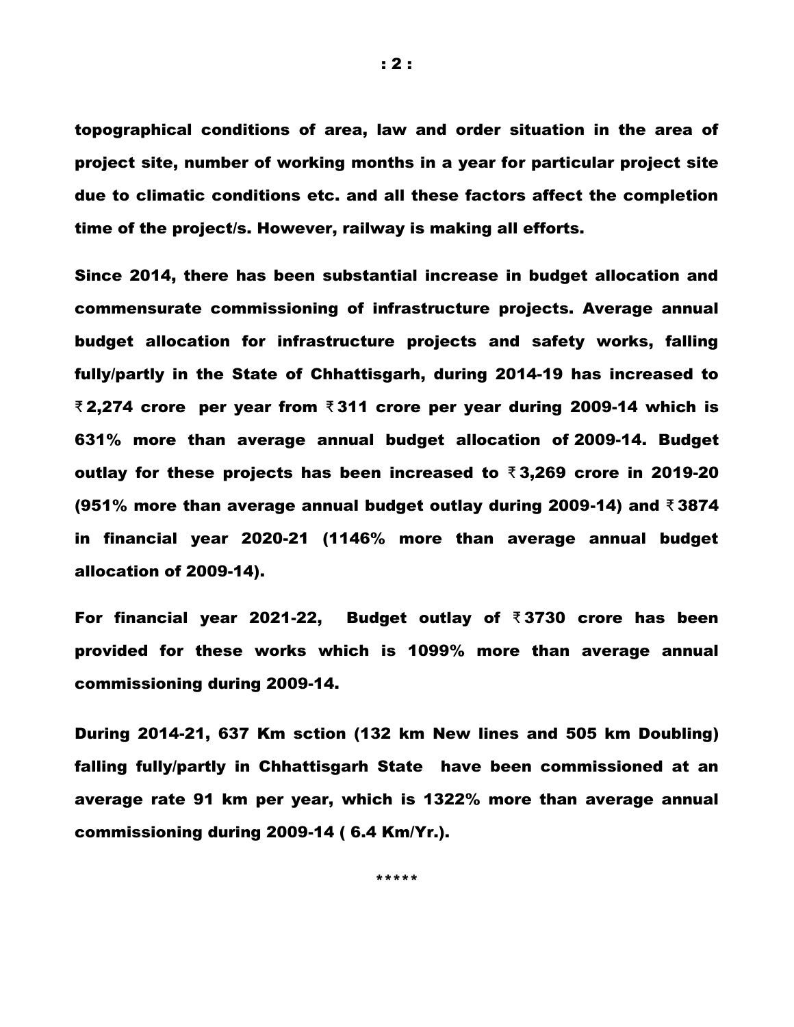topographical conditions of area, law and order situation in the area of project site, number of working months in a year for particular project site due to climatic conditions etc. and all these factors affect the completion time of the project/s. However, railway is making all efforts.

Since 2014, there has been substantial increase in budget allocation and commensurate commissioning of infrastructure projects. Average annual budget allocation for infrastructure projects and safety works, falling fully/partly in the State of Chhattisgarh, during 2014-19 has increased to ₹2,274 crore per year from ₹311 crore per year during 2009-14 which is 631% more than average annual budget allocation of 2009-14. Budget outlay for these projects has been increased to ₹3,269 crore in 2019-20 (951% more than average annual budget outlay during 2009-14) and ₹3874 in financial year 2020-21 (1146% more than average annual budget allocation of 2009-14).

For financial year 2021-22, Budget outlay of ₹3730 crore has been provided for these works which is 1099% more than average annual commissioning during 2009-14.

During 2014-21, 637 Km sction (132 km New lines and 505 km Doubling) falling fully/partly in Chhattisgarh State have been commissioned at an average rate 91 km per year, which is 1322% more than average annual commissioning during 2009-14 ( 6.4 Km/Yr.).

*****